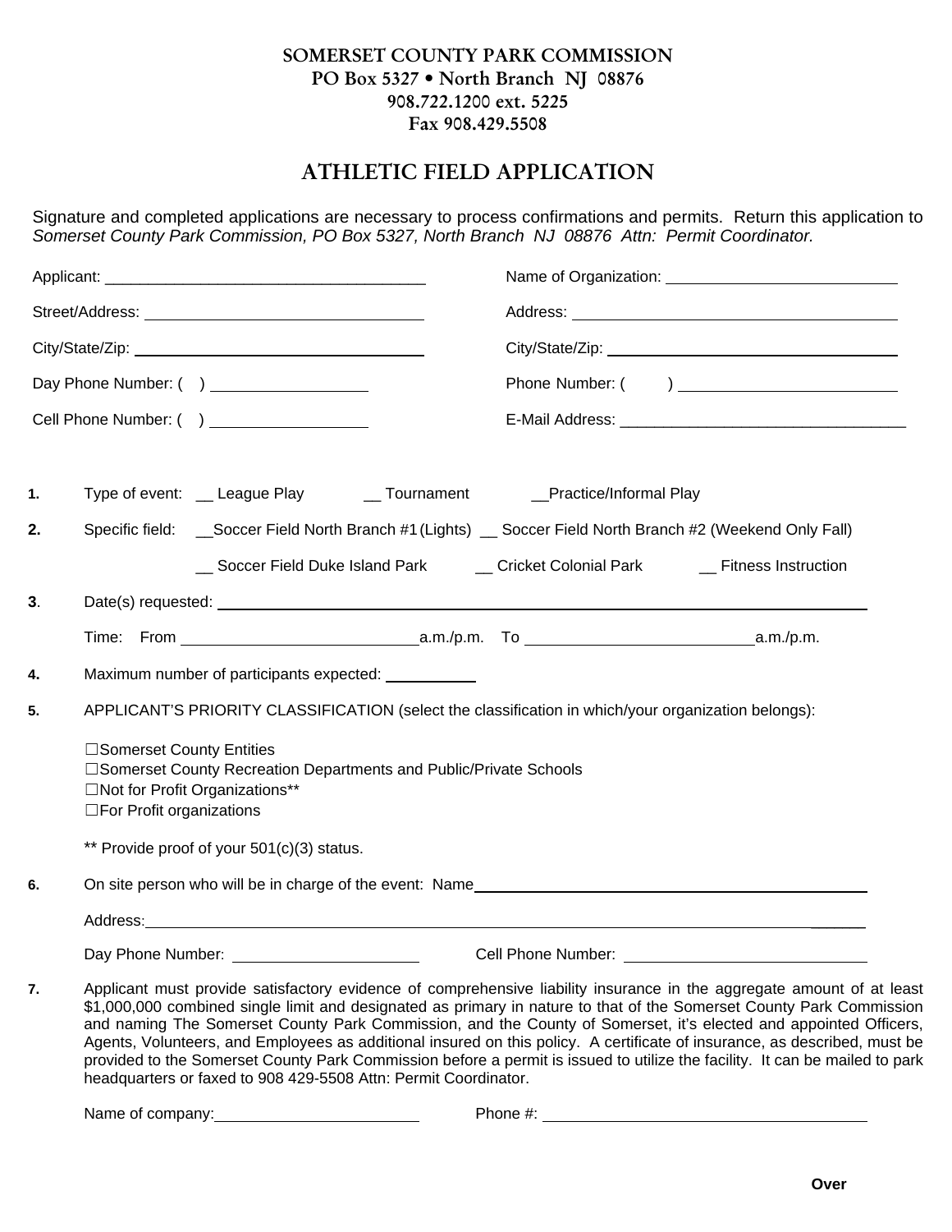**SOMERSET COUNTY PARK COMMISSION**
**PO Box 5327 • North Branch NJ 08876**
**908.722.1200 ext. 5225**
**Fax 908.429.5508**

# ATHLETIC FIELD APPLICATION

Signature and completed applications are necessary to process confirmations and permits. Return this application to *Somerset County Park Commission, PO Box 5327, North Branch NJ 08876 Attn: Permit Coordinator.*

Applicant: ____________________________________

Street/Address: ______________________________

City/State/Zip: _______________________________

Day Phone Number: ( ) _________________

Cell Phone Number: ( ) _________________

Name of Organization: __________________________

Address: ______________________________________

City/State/Zip: _________________________________

Phone Number: ( ) _________________________

E-Mail Address: _________________________________

**1.** Type of event: __ League Play __ Tournament __Practice/Informal Play

**2.** Specific field: __Soccer Field North Branch #1 (Lights) __ Soccer Field North Branch #2 (Weekend Only Fall)

__ Soccer Field Duke Island Park __ Cricket Colonial Park __ Fitness Instruction

**3**. Date(s) requested: ___________________________________________________________________________

Time: From ___________________________a.m./p.m. To __________________________a.m./p.m.

**4.** Maximum number of participants expected: __________

**5.** APPLICANT'S PRIORITY CLASSIFICATION (select the classification in which/your organization belongs):

☐Somerset County Entities
☐Somerset County Recreation Departments and Public/Private Schools
☐Not for Profit Organizations**
☐For Profit organizations

** Provide proof of your 501(c)(3) status.

**6.** On site person who will be in charge of the event: Name_______________________________________________

Address:_________________________________________________________________________________

Day Phone Number: _____________________ Cell Phone Number: ____________________________

**7.** Applicant must provide satisfactory evidence of comprehensive liability insurance in the aggregate amount of at least $1,000,000 combined single limit and designated as primary in nature to that of the Somerset County Park Commission and naming The Somerset County Park Commission, and the County of Somerset, it's elected and appointed Officers, Agents, Volunteers, and Employees as additional insured on this policy. A certificate of insurance, as described, must be provided to the Somerset County Park Commission before a permit is issued to utilize the facility. It can be mailed to park headquarters or faxed to 908 429-5508 Attn: Permit Coordinator.

Name of company:_______________________ Phone #: _______________________________________

**Over**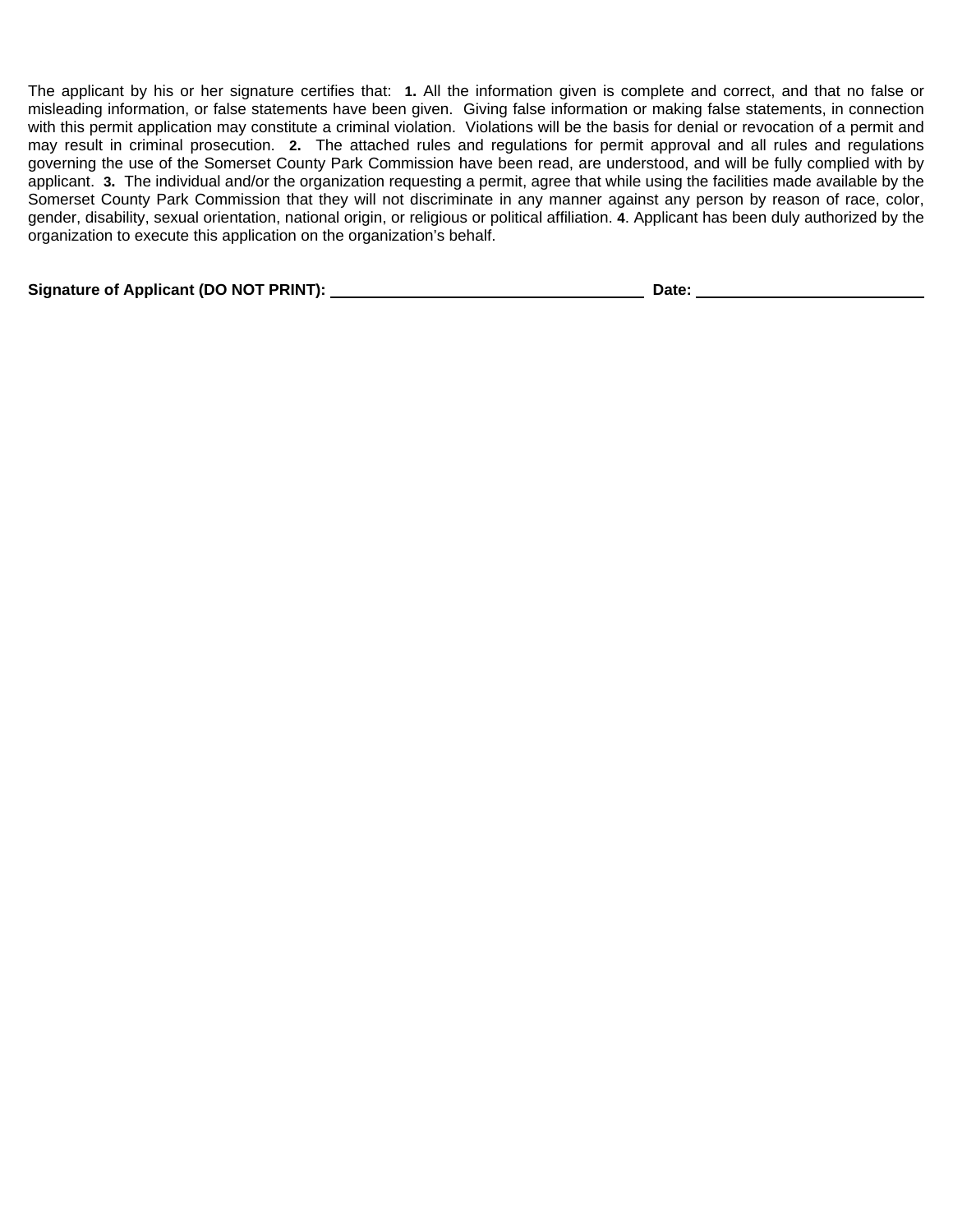The applicant by his or her signature certifies that: **1.** All the information given is complete and correct, and that no false or misleading information, or false statements have been given. Giving false information or making false statements, in connection with this permit application may constitute a criminal violation. Violations will be the basis for denial or revocation of a permit and may result in criminal prosecution. **2.** The attached rules and regulations for permit approval and all rules and regulations governing the use of the Somerset County Park Commission have been read, are understood, and will be fully complied with by applicant. **3.** The individual and/or the organization requesting a permit, agree that while using the facilities made available by the Somerset County Park Commission that they will not discriminate in any manner against any person by reason of race, color, gender, disability, sexual orientation, national origin, or religious or political affiliation. **4**. Applicant has been duly authorized by the organization to execute this application on the organization's behalf.

**Signature of Applicant (DO NOT PRINT):** ______________________________ **Date:** ______________________